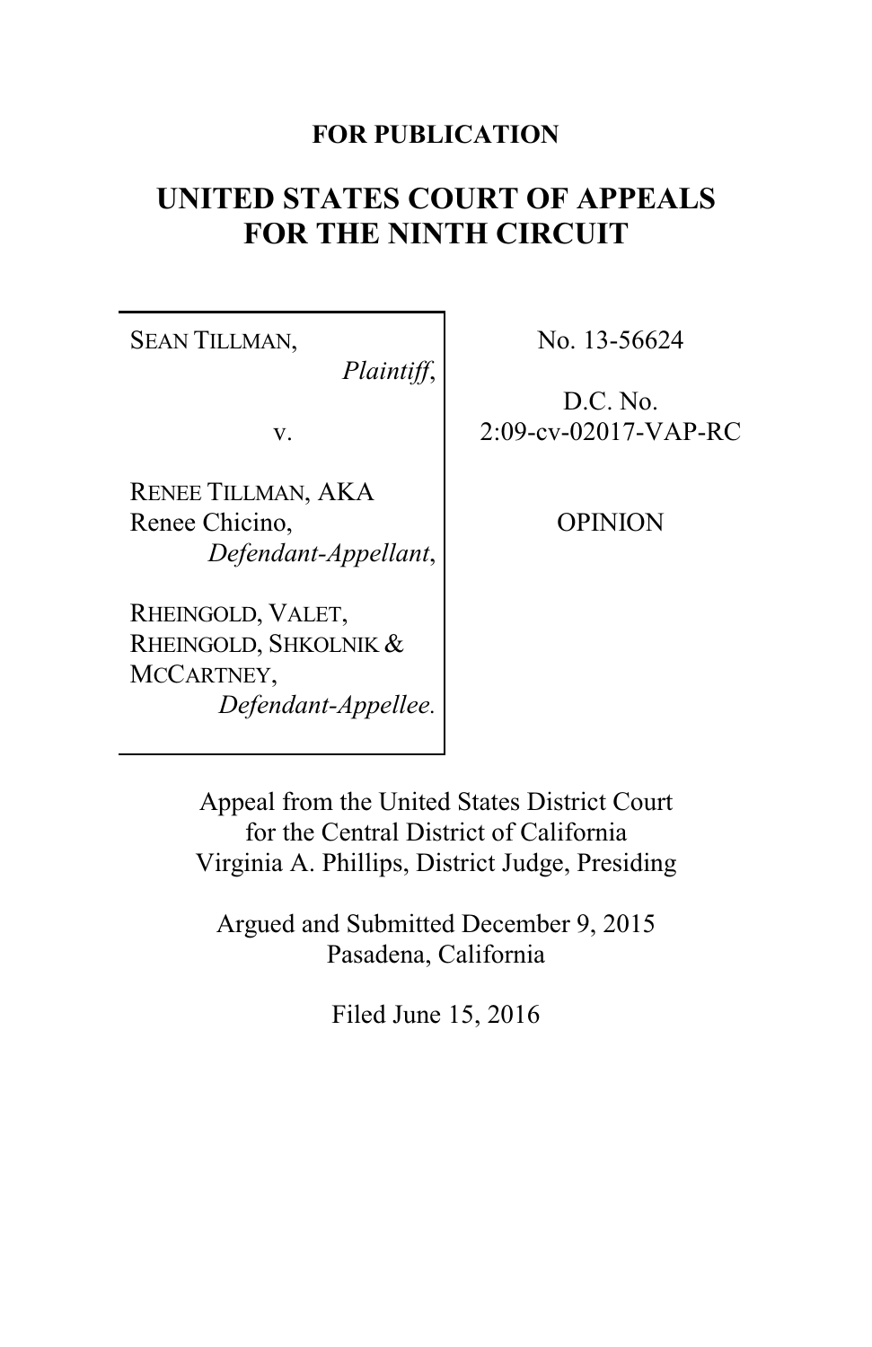**FOR PUBLICATION**

# UNITED STATES COURT OF APPEALS FOR THE NINTH CIRCUIT

SEAN TILLMAN,
*Plaintiff*,

v.

RENEE TILLMAN, AKA Renee Chicino,
*Defendant-Appellant*,

RHEINGOLD, VALET, RHEINGOLD, SHKOLNIK & MCCARTNEY,
*Defendant-Appellee.*

No. 13-56624

D.C. No. 2:09-cv-02017-VAP-RC

OPINION

Appeal from the United States District Court for the Central District of California
Virginia A. Phillips, District Judge, Presiding

Argued and Submitted December 9, 2015
Pasadena, California

Filed June 15, 2016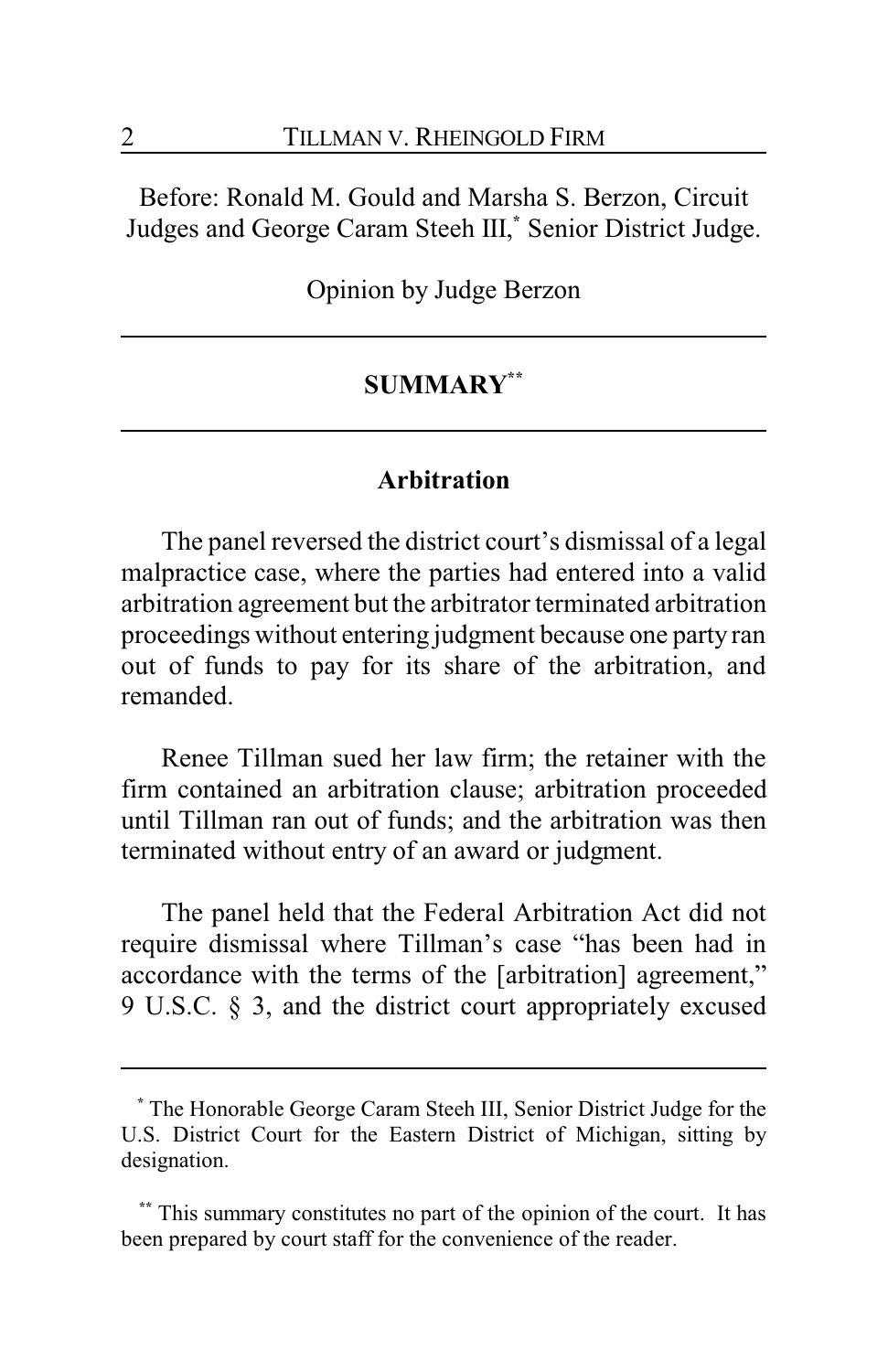Before: Ronald M. Gould and Marsha S. Berzon, Circuit Judges and George Caram Steeh III,* Senior District Judge.

Opinion by Judge Berzon

## SUMMARY**

### Arbitration

The panel reversed the district court's dismissal of a legal malpractice case, where the parties had entered into a valid arbitration agreement but the arbitrator terminated arbitration proceedings without entering judgment because one party ran out of funds to pay for its share of the arbitration, and remanded.

Renee Tillman sued her law firm; the retainer with the firm contained an arbitration clause; arbitration proceeded until Tillman ran out of funds; and the arbitration was then terminated without entry of an award or judgment.

The panel held that the Federal Arbitration Act did not require dismissal where Tillman's case "has been had in accordance with the terms of the [arbitration] agreement," 9 U.S.C. § 3, and the district court appropriately excused

---

* The Honorable George Caram Steeh III, Senior District Judge for the U.S. District Court for the Eastern District of Michigan, sitting by designation.

** This summary constitutes no part of the opinion of the court. It has been prepared by court staff for the convenience of the reader.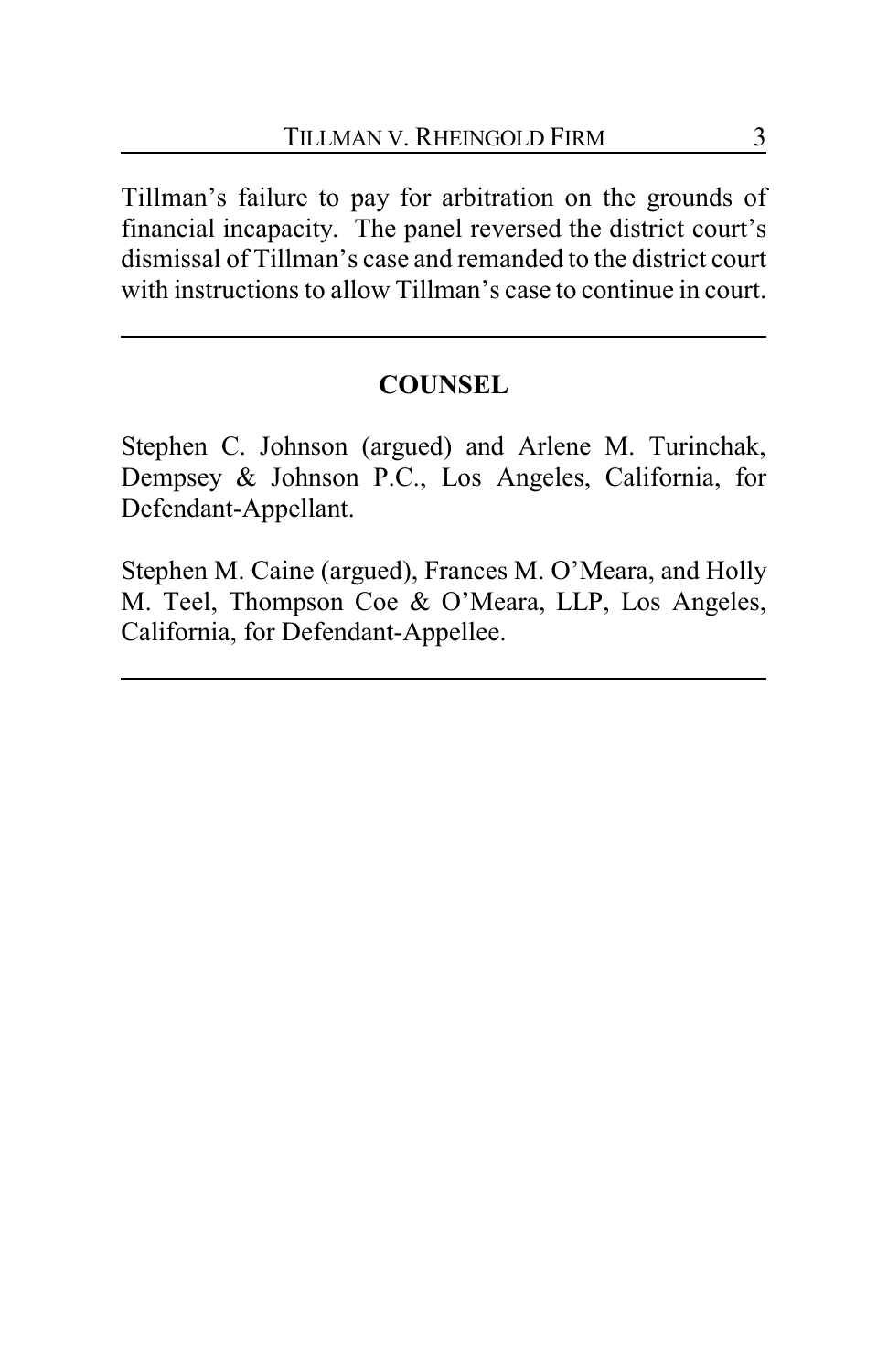Tillman's failure to pay for arbitration on the grounds of financial incapacity. The panel reversed the district court's dismissal of Tillman's case and remanded to the district court with instructions to allow Tillman's case to continue in court.

---

## COUNSEL

Stephen C. Johnson (argued) and Arlene M. Turinchak, Dempsey & Johnson P.C., Los Angeles, California, for Defendant-Appellant.

Stephen M. Caine (argued), Frances M. O'Meara, and Holly M. Teel, Thompson Coe & O'Meara, LLP, Los Angeles, California, for Defendant-Appellee.

---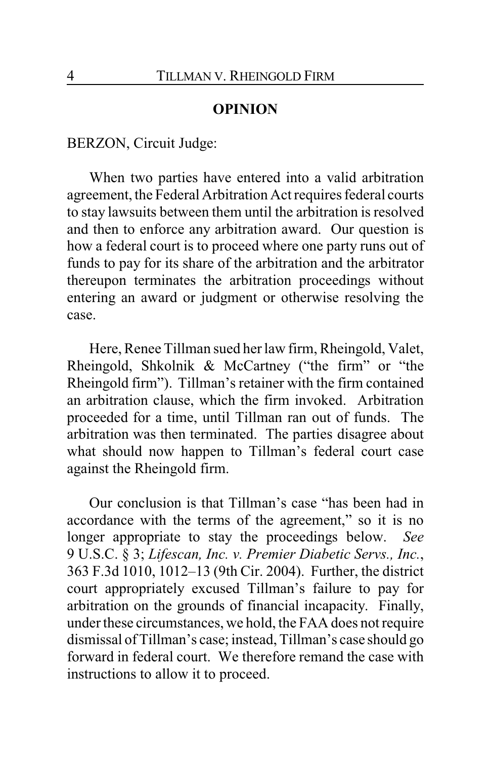## OPINION

BERZON, Circuit Judge:

When two parties have entered into a valid arbitration agreement, the Federal Arbitration Act requires federal courts to stay lawsuits between them until the arbitration is resolved and then to enforce any arbitration award. Our question is how a federal court is to proceed where one party runs out of funds to pay for its share of the arbitration and the arbitrator thereupon terminates the arbitration proceedings without entering an award or judgment or otherwise resolving the case.

Here, Renee Tillman sued her law firm, Rheingold, Valet, Rheingold, Shkolnik & McCartney ("the firm" or "the Rheingold firm"). Tillman's retainer with the firm contained an arbitration clause, which the firm invoked. Arbitration proceeded for a time, until Tillman ran out of funds. The arbitration was then terminated. The parties disagree about what should now happen to Tillman's federal court case against the Rheingold firm.

Our conclusion is that Tillman's case "has been had in accordance with the terms of the agreement," so it is no longer appropriate to stay the proceedings below. *See* 9 U.S.C. § 3; *Lifescan, Inc. v. Premier Diabetic Servs., Inc.*, 363 F.3d 1010, 1012–13 (9th Cir. 2004). Further, the district court appropriately excused Tillman's failure to pay for arbitration on the grounds of financial incapacity. Finally, under these circumstances, we hold, the FAA does not require dismissal of Tillman's case; instead, Tillman's case should go forward in federal court. We therefore remand the case with instructions to allow it to proceed.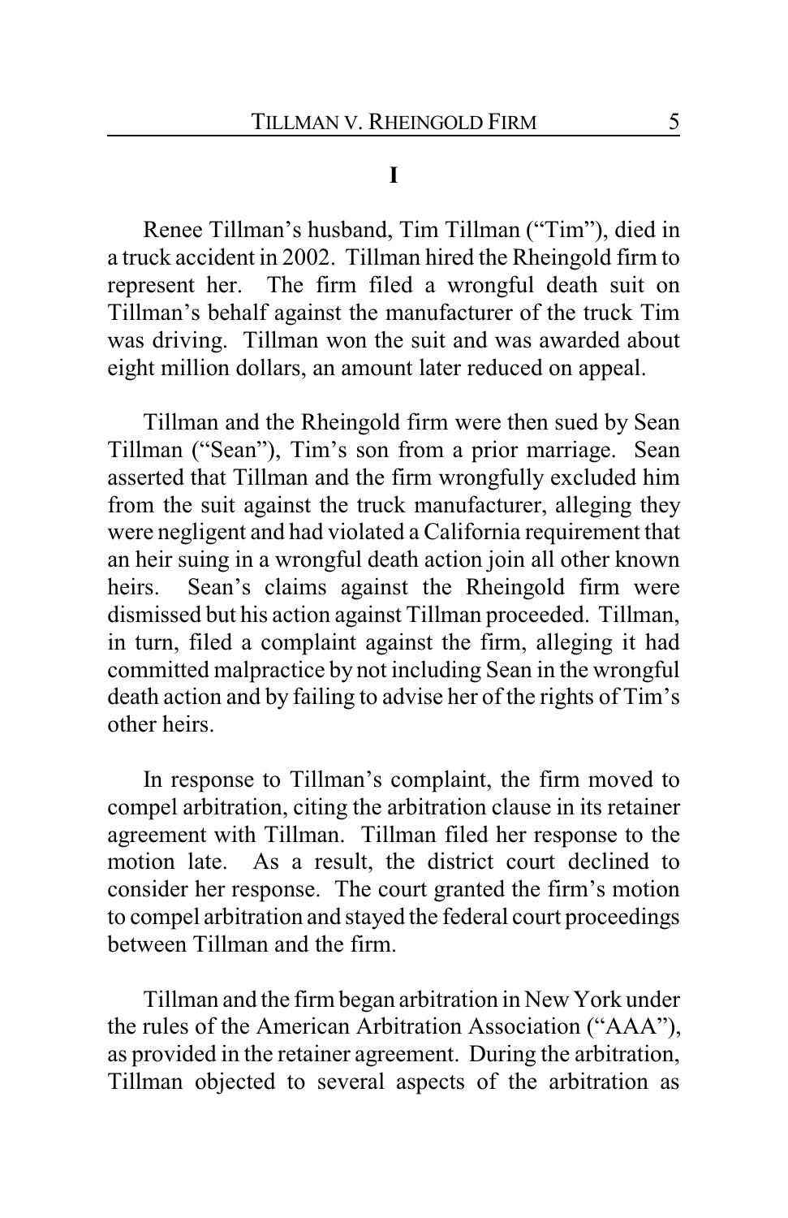# I

Renee Tillman's husband, Tim Tillman ("Tim"), died in a truck accident in 2002. Tillman hired the Rheingold firm to represent her. The firm filed a wrongful death suit on Tillman's behalf against the manufacturer of the truck Tim was driving. Tillman won the suit and was awarded about eight million dollars, an amount later reduced on appeal.

Tillman and the Rheingold firm were then sued by Sean Tillman ("Sean"), Tim's son from a prior marriage. Sean asserted that Tillman and the firm wrongfully excluded him from the suit against the truck manufacturer, alleging they were negligent and had violated a California requirement that an heir suing in a wrongful death action join all other known heirs. Sean's claims against the Rheingold firm were dismissed but his action against Tillman proceeded. Tillman, in turn, filed a complaint against the firm, alleging it had committed malpractice by not including Sean in the wrongful death action and by failing to advise her of the rights of Tim's other heirs.

In response to Tillman's complaint, the firm moved to compel arbitration, citing the arbitration clause in its retainer agreement with Tillman. Tillman filed her response to the motion late. As a result, the district court declined to consider her response. The court granted the firm's motion to compel arbitration and stayed the federal court proceedings between Tillman and the firm.

Tillman and the firm began arbitration in New York under the rules of the American Arbitration Association ("AAA"), as provided in the retainer agreement. During the arbitration, Tillman objected to several aspects of the arbitration as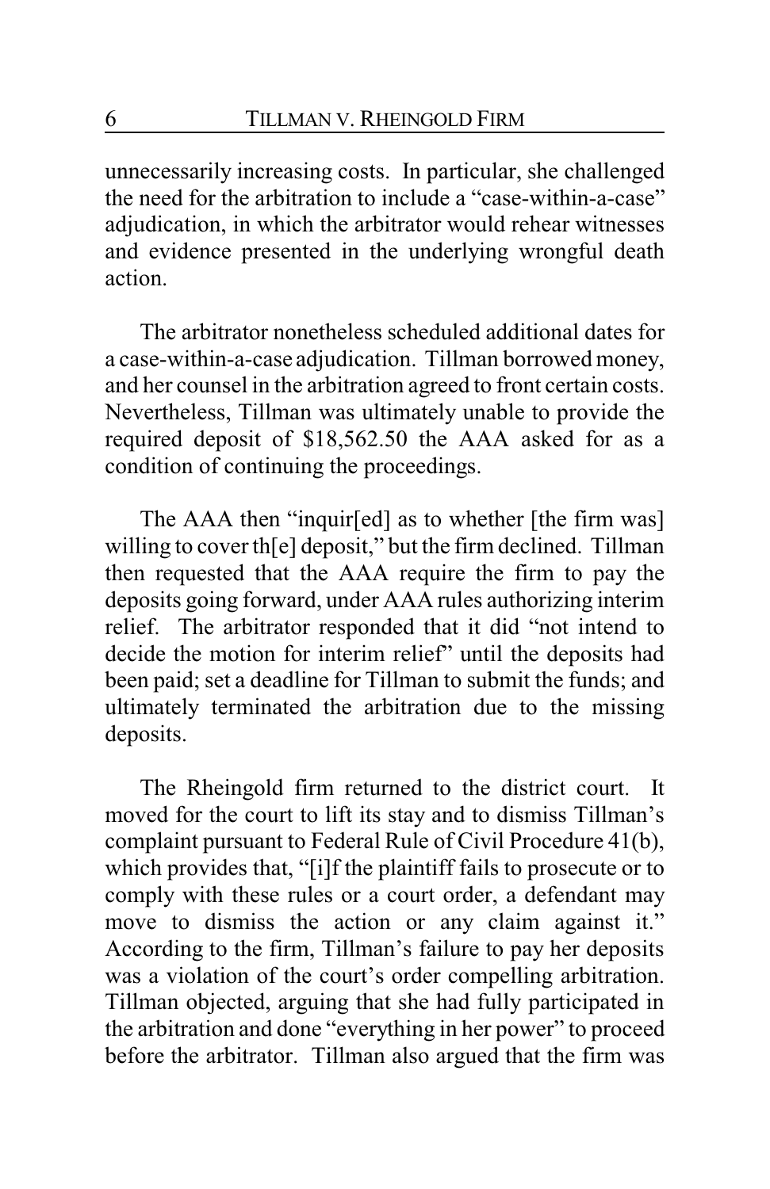unnecessarily increasing costs. In particular, she challenged the need for the arbitration to include a "case-within-a-case" adjudication, in which the arbitrator would rehear witnesses and evidence presented in the underlying wrongful death action.

The arbitrator nonetheless scheduled additional dates for a case-within-a-case adjudication. Tillman borrowed money, and her counsel in the arbitration agreed to front certain costs. Nevertheless, Tillman was ultimately unable to provide the required deposit of $18,562.50 the AAA asked for as a condition of continuing the proceedings.

The AAA then "inquir[ed] as to whether [the firm was] willing to cover th[e] deposit," but the firm declined. Tillman then requested that the AAA require the firm to pay the deposits going forward, under AAA rules authorizing interim relief. The arbitrator responded that it did "not intend to decide the motion for interim relief" until the deposits had been paid; set a deadline for Tillman to submit the funds; and ultimately terminated the arbitration due to the missing deposits.

The Rheingold firm returned to the district court. It moved for the court to lift its stay and to dismiss Tillman's complaint pursuant to Federal Rule of Civil Procedure 41(b), which provides that, "[i]f the plaintiff fails to prosecute or to comply with these rules or a court order, a defendant may move to dismiss the action or any claim against it." According to the firm, Tillman's failure to pay her deposits was a violation of the court's order compelling arbitration. Tillman objected, arguing that she had fully participated in the arbitration and done "everything in her power" to proceed before the arbitrator. Tillman also argued that the firm was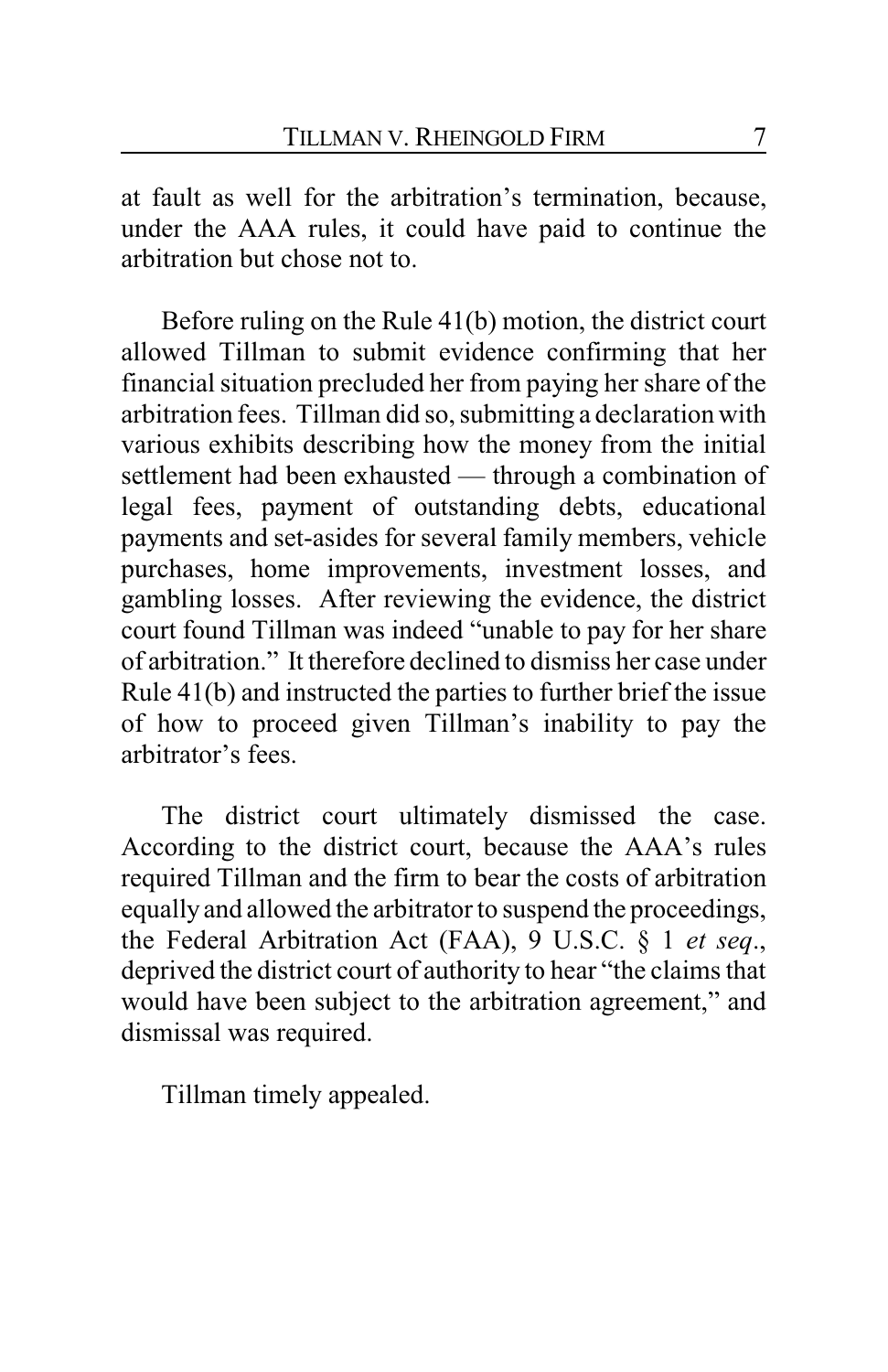at fault as well for the arbitration's termination, because, under the AAA rules, it could have paid to continue the arbitration but chose not to.

Before ruling on the Rule 41(b) motion, the district court allowed Tillman to submit evidence confirming that her financial situation precluded her from paying her share of the arbitration fees. Tillman did so, submitting a declaration with various exhibits describing how the money from the initial settlement had been exhausted — through a combination of legal fees, payment of outstanding debts, educational payments and set-asides for several family members, vehicle purchases, home improvements, investment losses, and gambling losses. After reviewing the evidence, the district court found Tillman was indeed "unable to pay for her share of arbitration." It therefore declined to dismiss her case under Rule 41(b) and instructed the parties to further brief the issue of how to proceed given Tillman's inability to pay the arbitrator's fees.

The district court ultimately dismissed the case. According to the district court, because the AAA's rules required Tillman and the firm to bear the costs of arbitration equally and allowed the arbitrator to suspend the proceedings, the Federal Arbitration Act (FAA), 9 U.S.C. § 1 *et seq*., deprived the district court of authority to hear "the claims that would have been subject to the arbitration agreement," and dismissal was required.

Tillman timely appealed.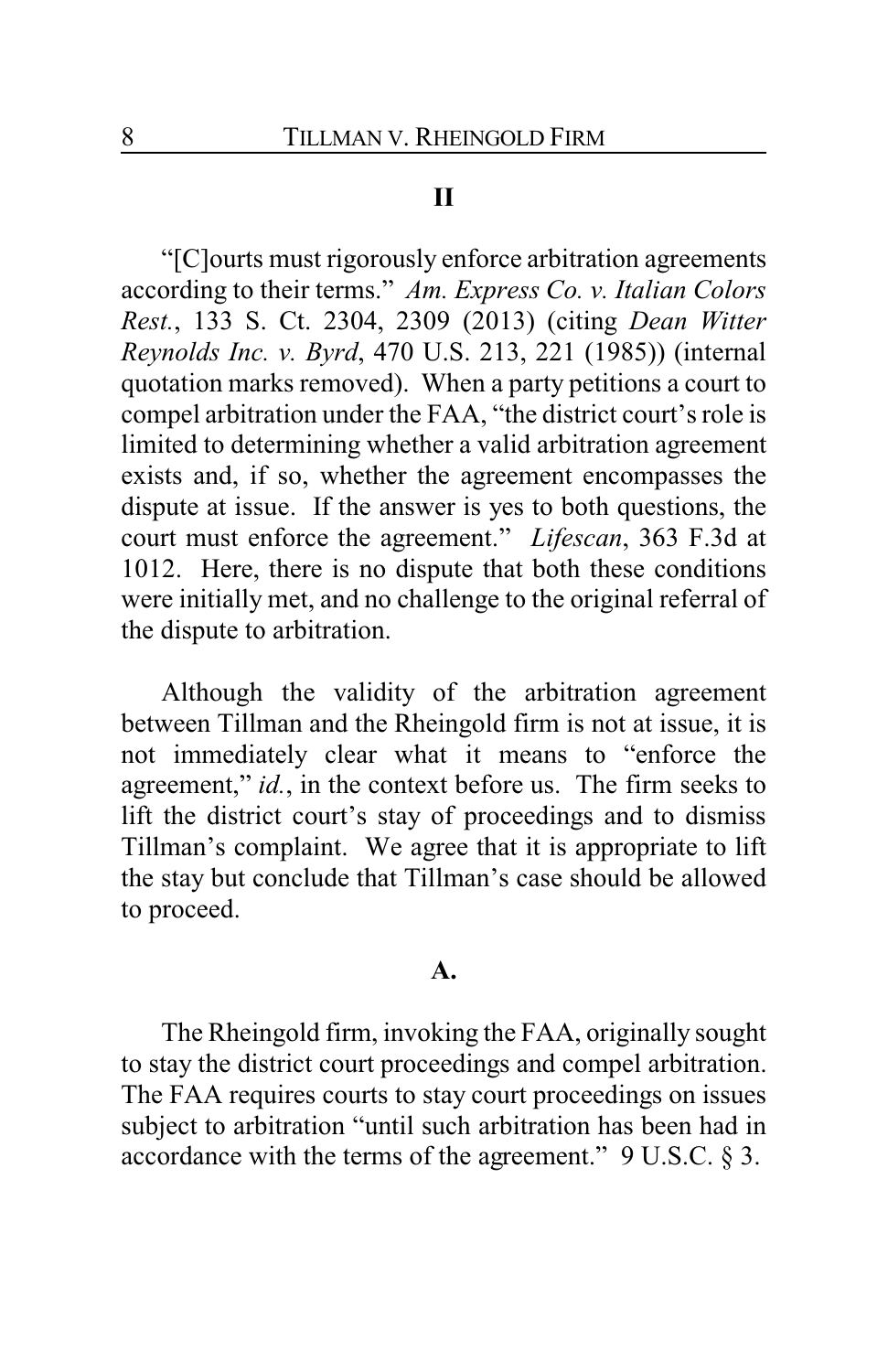## II

"[C]ourts must rigorously enforce arbitration agreements according to their terms." *Am. Express Co. v. Italian Colors Rest.*, 133 S. Ct. 2304, 2309 (2013) (citing *Dean Witter Reynolds Inc. v. Byrd*, 470 U.S. 213, 221 (1985)) (internal quotation marks removed). When a party petitions a court to compel arbitration under the FAA, "the district court's role is limited to determining whether a valid arbitration agreement exists and, if so, whether the agreement encompasses the dispute at issue. If the answer is yes to both questions, the court must enforce the agreement." *Lifescan*, 363 F.3d at 1012. Here, there is no dispute that both these conditions were initially met, and no challenge to the original referral of the dispute to arbitration.

Although the validity of the arbitration agreement between Tillman and the Rheingold firm is not at issue, it is not immediately clear what it means to "enforce the agreement," *id.*, in the context before us. The firm seeks to lift the district court's stay of proceedings and to dismiss Tillman's complaint. We agree that it is appropriate to lift the stay but conclude that Tillman's case should be allowed to proceed.

### A.

The Rheingold firm, invoking the FAA, originally sought to stay the district court proceedings and compel arbitration. The FAA requires courts to stay court proceedings on issues subject to arbitration "until such arbitration has been had in accordance with the terms of the agreement." 9 U.S.C. § 3.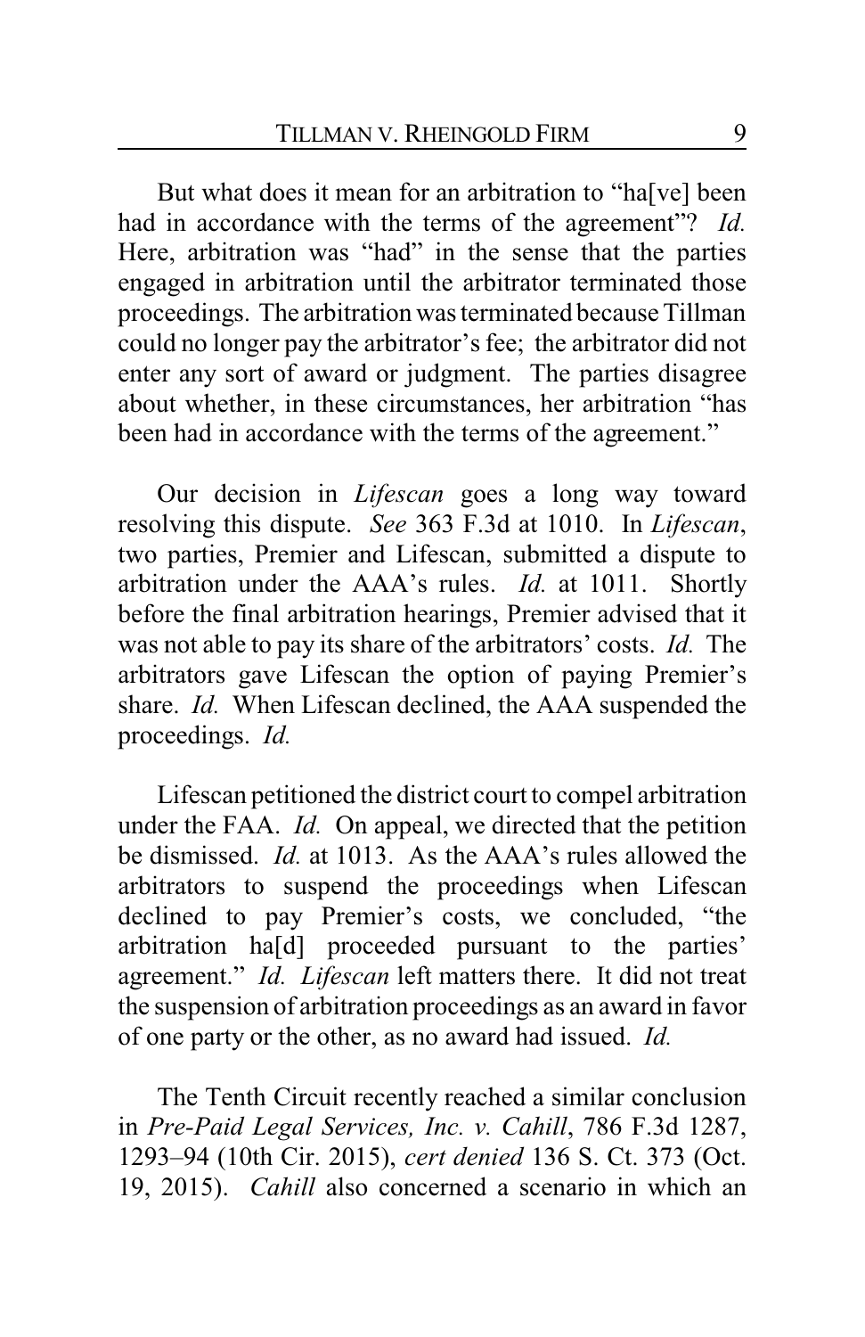But what does it mean for an arbitration to "ha[ve] been had in accordance with the terms of the agreement"? *Id.* Here, arbitration was "had" in the sense that the parties engaged in arbitration until the arbitrator terminated those proceedings. The arbitration was terminated because Tillman could no longer pay the arbitrator's fee; the arbitrator did not enter any sort of award or judgment. The parties disagree about whether, in these circumstances, her arbitration "has been had in accordance with the terms of the agreement."

Our decision in *Lifescan* goes a long way toward resolving this dispute. *See* 363 F.3d at 1010. In *Lifescan*, two parties, Premier and Lifescan, submitted a dispute to arbitration under the AAA's rules. *Id.* at 1011. Shortly before the final arbitration hearings, Premier advised that it was not able to pay its share of the arbitrators' costs. *Id.* The arbitrators gave Lifescan the option of paying Premier's share. *Id.* When Lifescan declined, the AAA suspended the proceedings. *Id.*

Lifescan petitioned the district court to compel arbitration under the FAA. *Id.* On appeal, we directed that the petition be dismissed. *Id.* at 1013. As the AAA's rules allowed the arbitrators to suspend the proceedings when Lifescan declined to pay Premier's costs, we concluded, "the arbitration ha[d] proceeded pursuant to the parties' agreement." *Id.* *Lifescan* left matters there. It did not treat the suspension of arbitration proceedings as an award in favor of one party or the other, as no award had issued. *Id.*

The Tenth Circuit recently reached a similar conclusion in *Pre-Paid Legal Services, Inc. v. Cahill*, 786 F.3d 1287, 1293–94 (10th Cir. 2015), *cert denied* 136 S. Ct. 373 (Oct. 19, 2015). *Cahill* also concerned a scenario in which an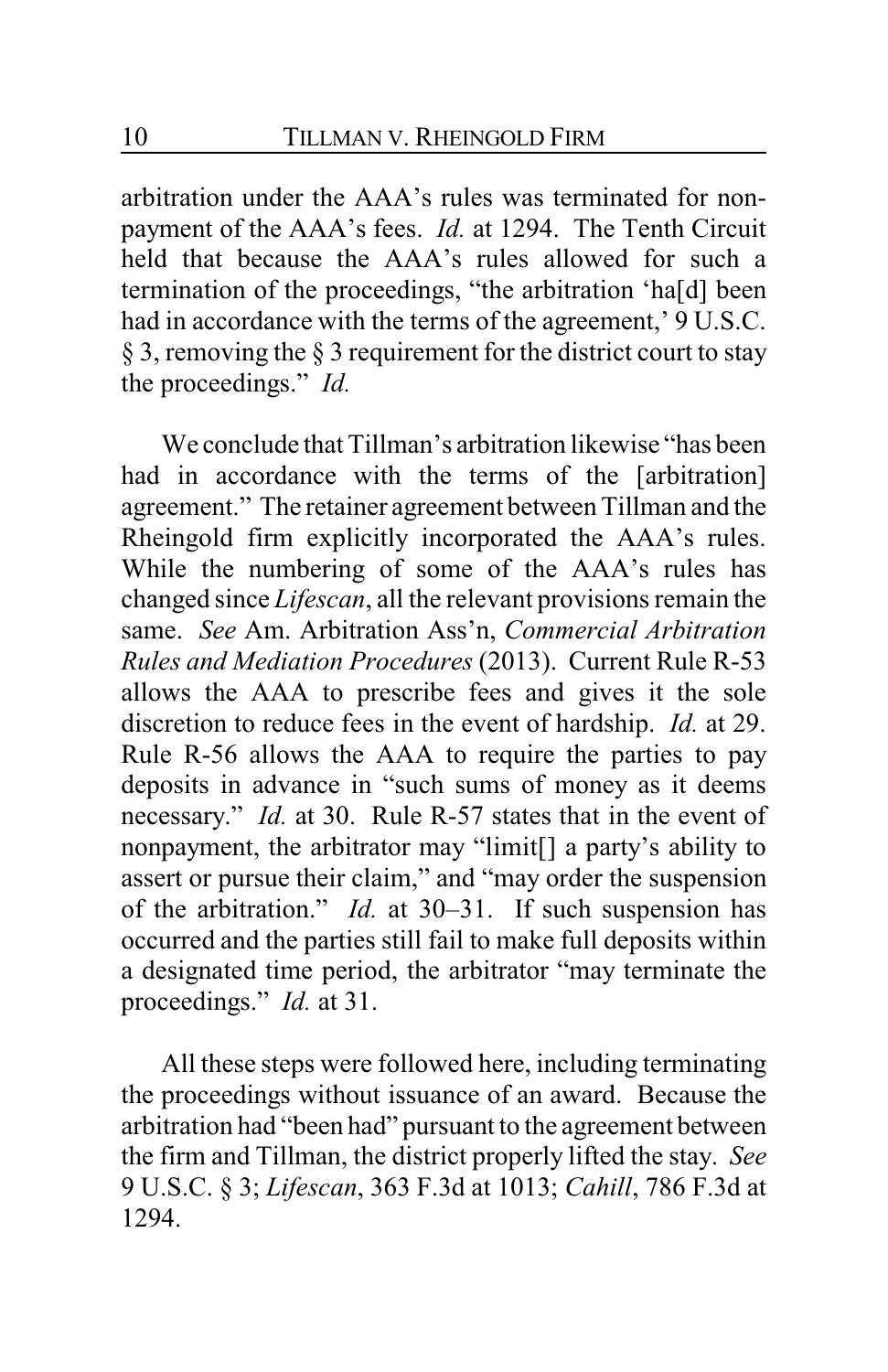arbitration under the AAA's rules was terminated for non-payment of the AAA's fees. *Id.* at 1294. The Tenth Circuit held that because the AAA's rules allowed for such a termination of the proceedings, "the arbitration 'ha[d] been had in accordance with the terms of the agreement,' 9 U.S.C. § 3, removing the § 3 requirement for the district court to stay the proceedings." *Id.*

We conclude that Tillman's arbitration likewise "has been had in accordance with the terms of the [arbitration] agreement." The retainer agreement between Tillman and the Rheingold firm explicitly incorporated the AAA's rules. While the numbering of some of the AAA's rules has changed since *Lifescan*, all the relevant provisions remain the same. *See* Am. Arbitration Ass'n, *Commercial Arbitration Rules and Mediation Procedures* (2013). Current Rule R-53 allows the AAA to prescribe fees and gives it the sole discretion to reduce fees in the event of hardship. *Id.* at 29. Rule R-56 allows the AAA to require the parties to pay deposits in advance in "such sums of money as it deems necessary." *Id.* at 30. Rule R-57 states that in the event of nonpayment, the arbitrator may "limit[] a party's ability to assert or pursue their claim," and "may order the suspension of the arbitration." *Id.* at 30–31. If such suspension has occurred and the parties still fail to make full deposits within a designated time period, the arbitrator "may terminate the proceedings." *Id.* at 31.

All these steps were followed here, including terminating the proceedings without issuance of an award. Because the arbitration had "been had" pursuant to the agreement between the firm and Tillman, the district properly lifted the stay. *See* 9 U.S.C. § 3; *Lifescan*, 363 F.3d at 1013; *Cahill*, 786 F.3d at 1294.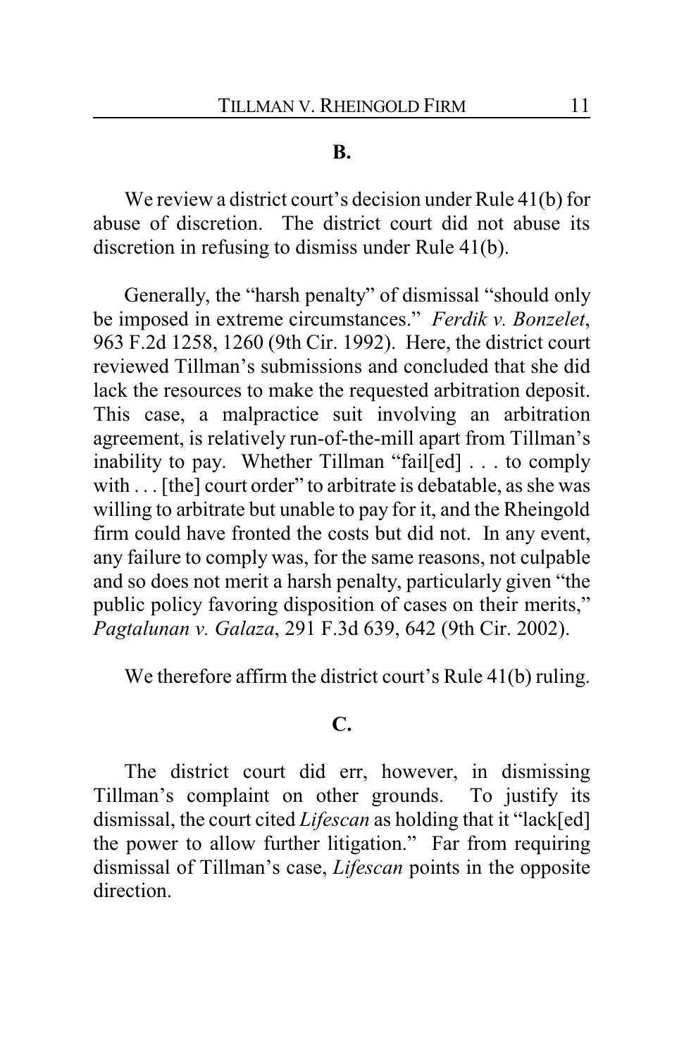### B.

We review a district court's decision under Rule 41(b) for abuse of discretion. The district court did not abuse its discretion in refusing to dismiss under Rule 41(b).

Generally, the "harsh penalty" of dismissal "should only be imposed in extreme circumstances." *Ferdik v. Bonzelet*, 963 F.2d 1258, 1260 (9th Cir. 1992). Here, the district court reviewed Tillman's submissions and concluded that she did lack the resources to make the requested arbitration deposit. This case, a malpractice suit involving an arbitration agreement, is relatively run-of-the-mill apart from Tillman's inability to pay. Whether Tillman "fail[ed] . . . to comply with . . . [the] court order" to arbitrate is debatable, as she was willing to arbitrate but unable to pay for it, and the Rheingold firm could have fronted the costs but did not. In any event, any failure to comply was, for the same reasons, not culpable and so does not merit a harsh penalty, particularly given "the public policy favoring disposition of cases on their merits," *Pagtalunan v. Galaza*, 291 F.3d 639, 642 (9th Cir. 2002).

We therefore affirm the district court's Rule 41(b) ruling.

### C.

The district court did err, however, in dismissing Tillman's complaint on other grounds. To justify its dismissal, the court cited *Lifescan* as holding that it "lack[ed] the power to allow further litigation." Far from requiring dismissal of Tillman's case, *Lifescan* points in the opposite direction.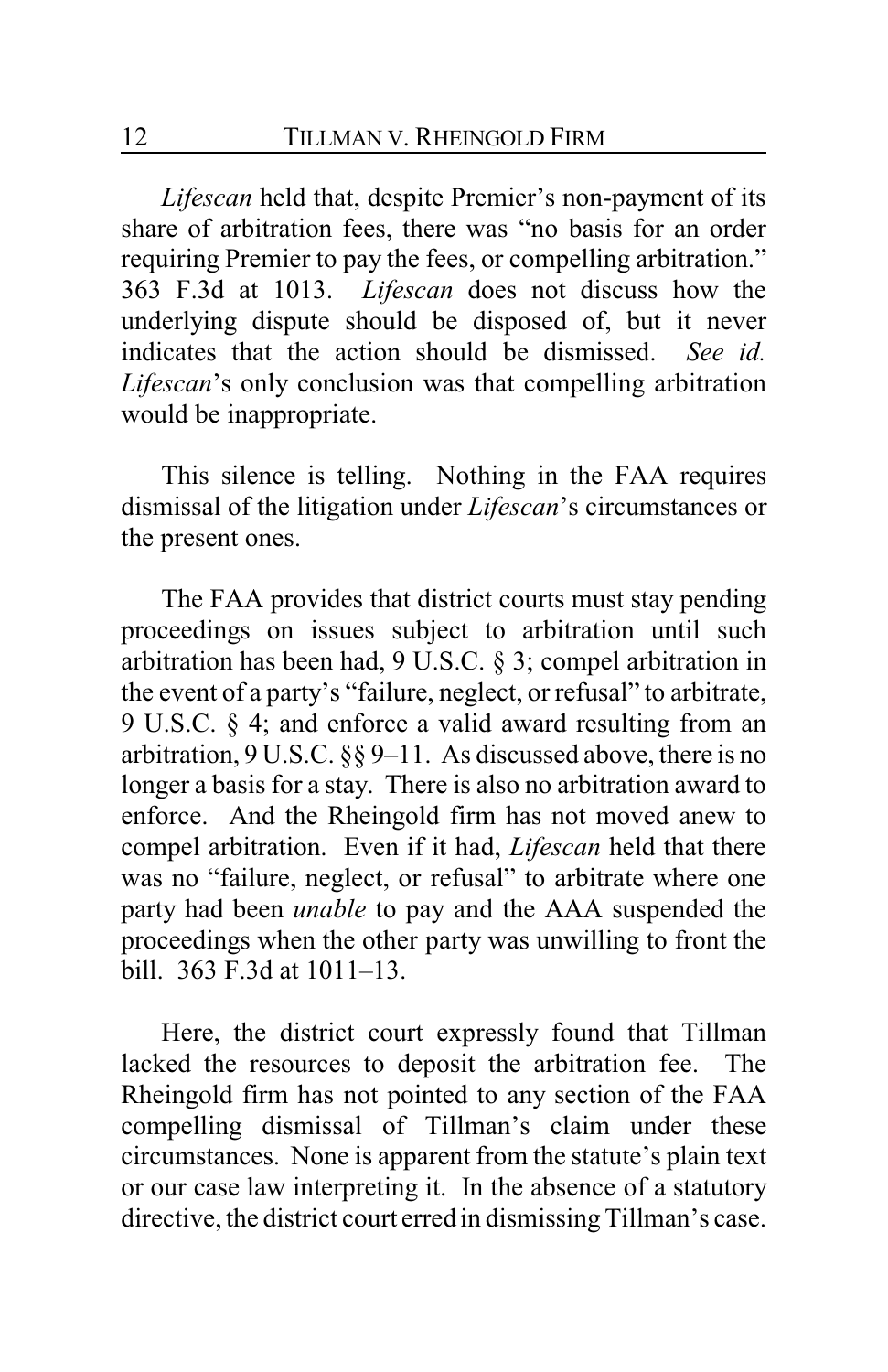*Lifescan* held that, despite Premier's non-payment of its share of arbitration fees, there was "no basis for an order requiring Premier to pay the fees, or compelling arbitration." 363 F.3d at 1013. *Lifescan* does not discuss how the underlying dispute should be disposed of, but it never indicates that the action should be dismissed. *See id. Lifescan*'s only conclusion was that compelling arbitration would be inappropriate.

This silence is telling. Nothing in the FAA requires dismissal of the litigation under *Lifescan*'s circumstances or the present ones.

The FAA provides that district courts must stay pending proceedings on issues subject to arbitration until such arbitration has been had, 9 U.S.C. § 3; compel arbitration in the event of a party's "failure, neglect, or refusal" to arbitrate, 9 U.S.C. § 4; and enforce a valid award resulting from an arbitration, 9 U.S.C. §§ 9–11. As discussed above, there is no longer a basis for a stay. There is also no arbitration award to enforce. And the Rheingold firm has not moved anew to compel arbitration. Even if it had, *Lifescan* held that there was no "failure, neglect, or refusal" to arbitrate where one party had been *unable* to pay and the AAA suspended the proceedings when the other party was unwilling to front the bill. 363 F.3d at 1011–13.

Here, the district court expressly found that Tillman lacked the resources to deposit the arbitration fee. The Rheingold firm has not pointed to any section of the FAA compelling dismissal of Tillman's claim under these circumstances. None is apparent from the statute's plain text or our case law interpreting it. In the absence of a statutory directive, the district court erred in dismissing Tillman's case.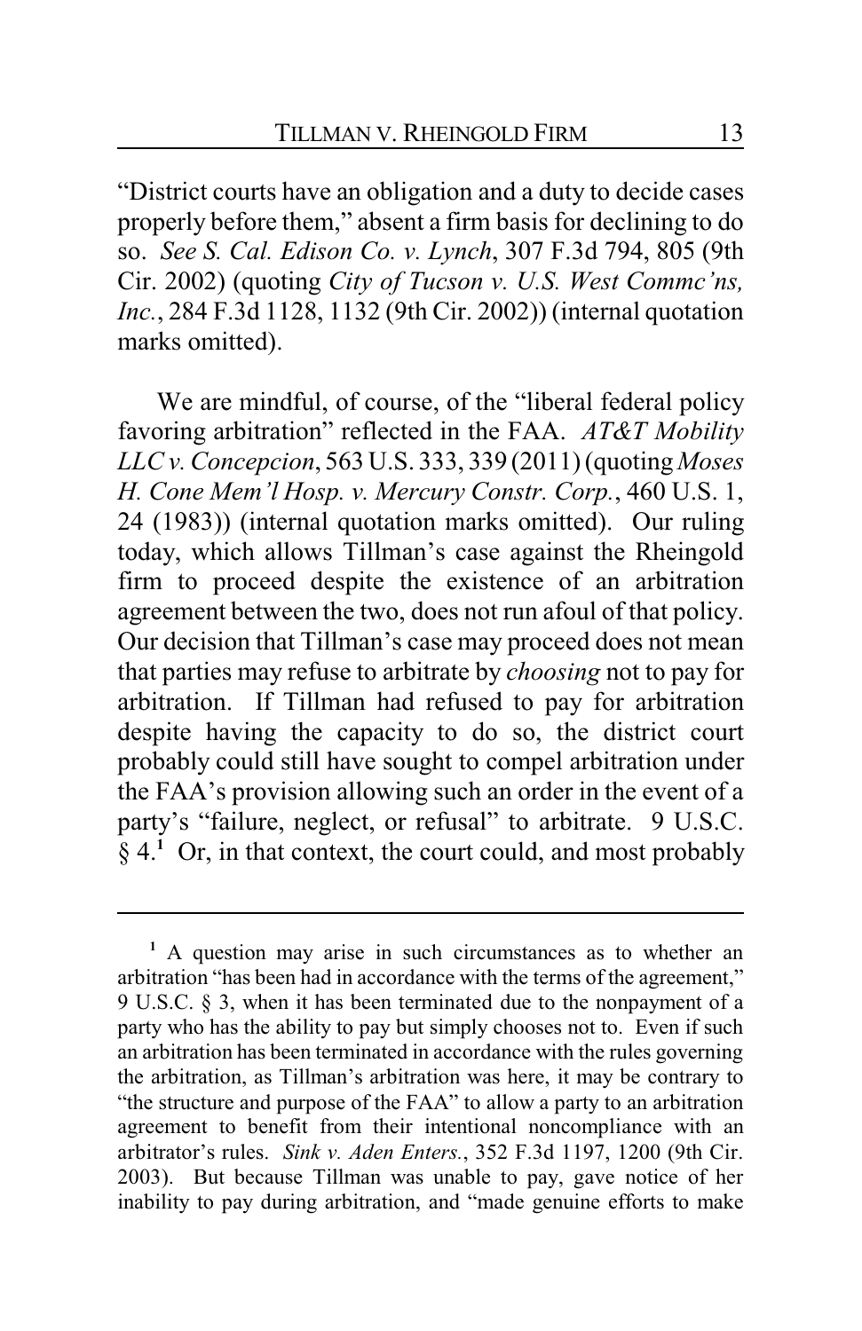"District courts have an obligation and a duty to decide cases properly before them," absent a firm basis for declining to do so. *See S. Cal. Edison Co. v. Lynch*, 307 F.3d 794, 805 (9th Cir. 2002) (quoting *City of Tucson v. U.S. West Commc'ns, Inc.*, 284 F.3d 1128, 1132 (9th Cir. 2002)) (internal quotation marks omitted).

We are mindful, of course, of the "liberal federal policy favoring arbitration" reflected in the FAA. *AT&T Mobility LLC v. Concepcion*, 563 U.S. 333, 339 (2011) (quoting *Moses H. Cone Mem'l Hosp. v. Mercury Constr. Corp.*, 460 U.S. 1, 24 (1983)) (internal quotation marks omitted). Our ruling today, which allows Tillman's case against the Rheingold firm to proceed despite the existence of an arbitration agreement between the two, does not run afoul of that policy. Our decision that Tillman's case may proceed does not mean that parties may refuse to arbitrate by *choosing* not to pay for arbitration. If Tillman had refused to pay for arbitration despite having the capacity to do so, the district court probably could still have sought to compel arbitration under the FAA's provision allowing such an order in the event of a party's "failure, neglect, or refusal" to arbitrate. 9 U.S.C. § 4.[1] Or, in that context, the court could, and most probably

---

[1] A question may arise in such circumstances as to whether an arbitration "has been had in accordance with the terms of the agreement," 9 U.S.C. § 3, when it has been terminated due to the nonpayment of a party who has the ability to pay but simply chooses not to. Even if such an arbitration has been terminated in accordance with the rules governing the arbitration, as Tillman's arbitration was here, it may be contrary to "the structure and purpose of the FAA" to allow a party to an arbitration agreement to benefit from their intentional noncompliance with an arbitrator's rules. *Sink v. Aden Enters.*, 352 F.3d 1197, 1200 (9th Cir. 2003). But because Tillman was unable to pay, gave notice of her inability to pay during arbitration, and "made genuine efforts to make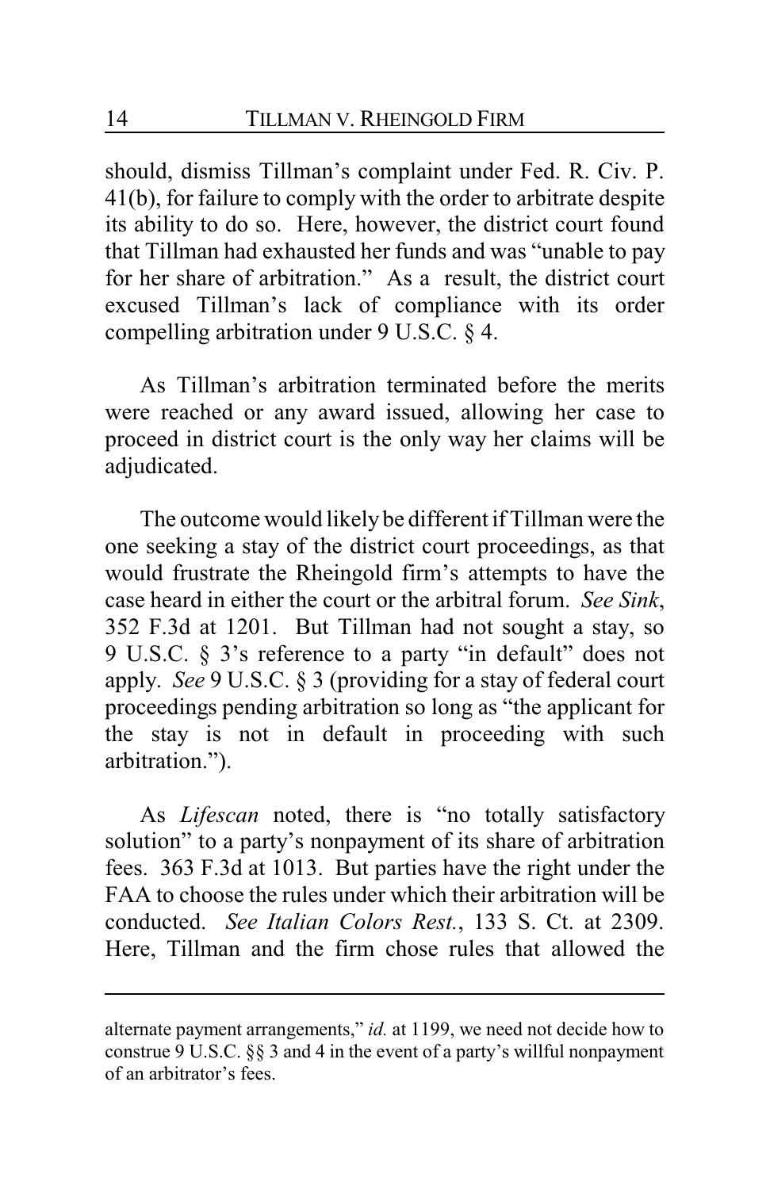should, dismiss Tillman's complaint under Fed. R. Civ. P. 41(b), for failure to comply with the order to arbitrate despite its ability to do so. Here, however, the district court found that Tillman had exhausted her funds and was "unable to pay for her share of arbitration." As a result, the district court excused Tillman's lack of compliance with its order compelling arbitration under 9 U.S.C. § 4.

As Tillman's arbitration terminated before the merits were reached or any award issued, allowing her case to proceed in district court is the only way her claims will be adjudicated.

The outcome would likely be different if Tillman were the one seeking a stay of the district court proceedings, as that would frustrate the Rheingold firm's attempts to have the case heard in either the court or the arbitral forum. *See Sink*, 352 F.3d at 1201. But Tillman had not sought a stay, so 9 U.S.C. § 3's reference to a party "in default" does not apply. *See* 9 U.S.C. § 3 (providing for a stay of federal court proceedings pending arbitration so long as "the applicant for the stay is not in default in proceeding with such arbitration.").

As *Lifescan* noted, there is "no totally satisfactory solution" to a party's nonpayment of its share of arbitration fees. 363 F.3d at 1013. But parties have the right under the FAA to choose the rules under which their arbitration will be conducted. *See Italian Colors Rest.*, 133 S. Ct. at 2309. Here, Tillman and the firm chose rules that allowed the

---

alternate payment arrangements," *id.* at 1199, we need not decide how to construe 9 U.S.C. §§ 3 and 4 in the event of a party's willful nonpayment of an arbitrator's fees.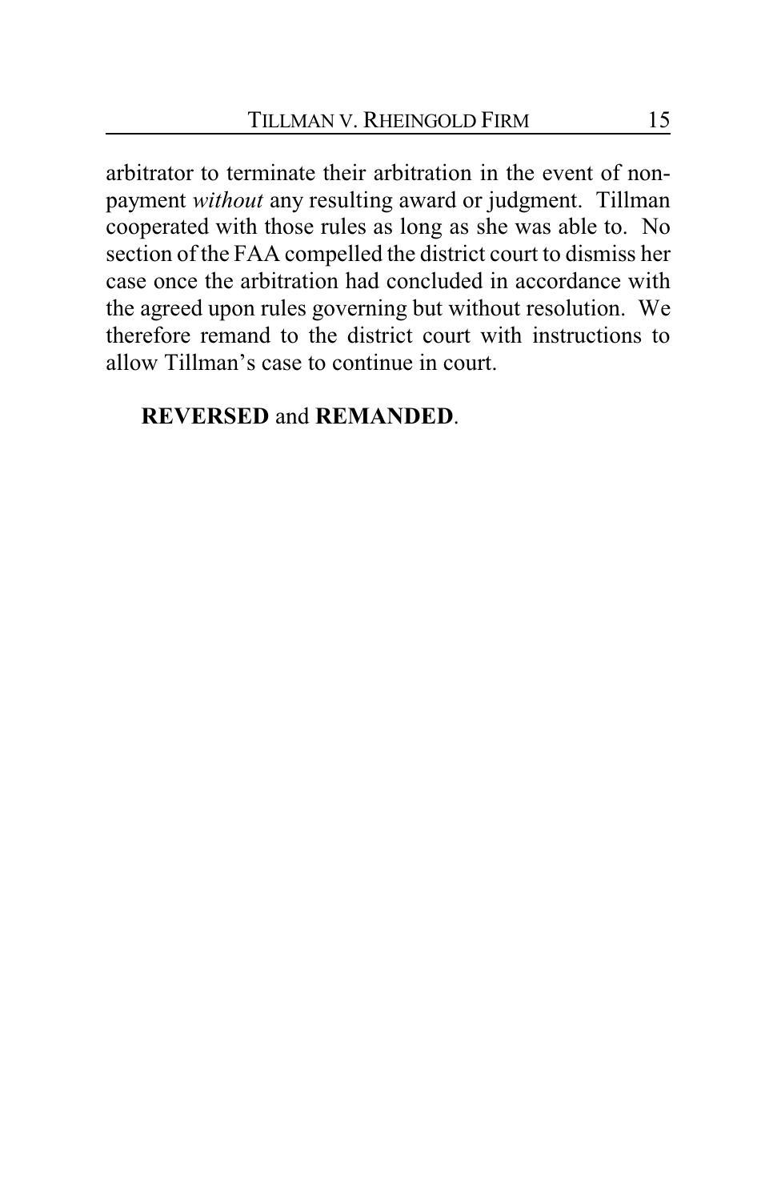arbitrator to terminate their arbitration in the event of non-payment *without* any resulting award or judgment. Tillman cooperated with those rules as long as she was able to. No section of the FAA compelled the district court to dismiss her case once the arbitration had concluded in accordance with the agreed upon rules governing but without resolution. We therefore remand to the district court with instructions to allow Tillman's case to continue in court.

**REVERSED** and **REMANDED**.